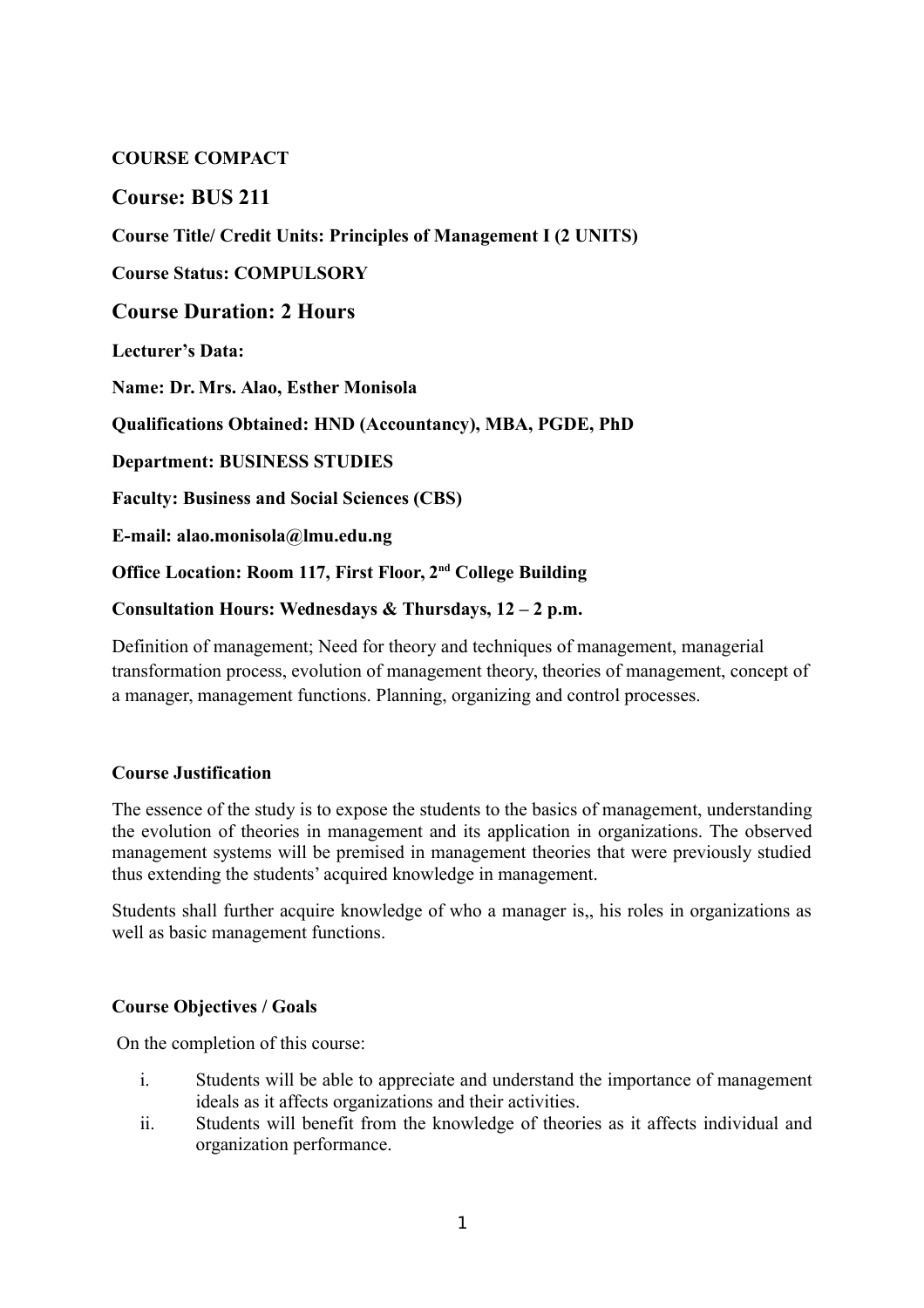**COURSE COMPACT**

## Course: BUS 211

**Course Title/ Credit Units: Principles of Management I (2 UNITS)**

**Course Status: COMPULSORY**

## Course Duration: 2 Hours

**Lecturer's Data:**

**Name: Dr. Mrs. Alao, Esther Monisola**

**Qualifications Obtained: HND (Accountancy), MBA, PGDE, PhD**

**Department: BUSINESS STUDIES**

**Faculty: Business and Social Sciences (CBS)**

**E-mail: alao.monisola@lmu.edu.ng**

**Office Location: Room 117, First Floor, 2nd College Building**

**Consultation Hours: Wednesdays & Thursdays, 12 – 2 p.m.**

Definition of management; Need for theory and techniques of management, managerial transformation process, evolution of management theory, theories of management, concept of a manager, management functions. Planning, organizing and control processes.

**Course Justification**

The essence of the study is to expose the students to the basics of management, understanding the evolution of theories in management and its application in organizations. The observed management systems will be premised in management theories that were previously studied thus extending the students' acquired knowledge in management.

Students shall further acquire knowledge of who a manager is,, his roles in organizations as well as basic management functions.

**Course Objectives / Goals**

On the completion of this course:

i. Students will be able to appreciate and understand the importance of management ideals as it affects organizations and their activities.
ii. Students will benefit from the knowledge of theories as it affects individual and organization performance.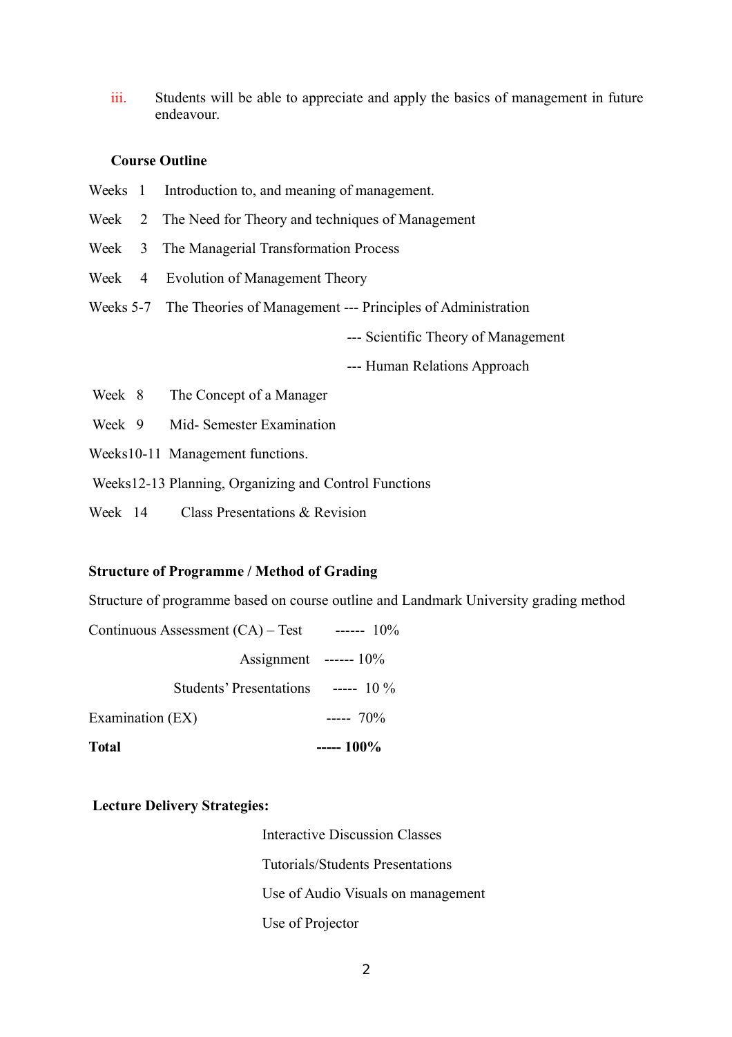iii. Students will be able to appreciate and apply the basics of management in future endeavour.

**Course Outline**

Weeks 1 Introduction to, and meaning of management.

Week 2 The Need for Theory and techniques of Management

Week 3 The Managerial Transformation Process

Week 4 Evolution of Management Theory

Weeks 5-7 The Theories of Management --- Principles of Administration

--- Scientific Theory of Management

--- Human Relations Approach

Week 8 The Concept of a Manager

Week 9 Mid- Semester Examination

Weeks10-11 Management functions.

Weeks12-13 Planning, Organizing and Control Functions

Week 14 Class Presentations & Revision

**Structure of Programme / Method of Grading**

Structure of programme based on course outline and Landmark University grading method

Continuous Assessment (CA) – Test ------ 10%

Assignment ------ 10%

Students' Presentations ----- 10 %

Examination (EX) ----- 70%

**Total ----- 100%**

**Lecture Delivery Strategies:**

Interactive Discussion Classes

Tutorials/Students Presentations

Use of Audio Visuals on management

Use of Projector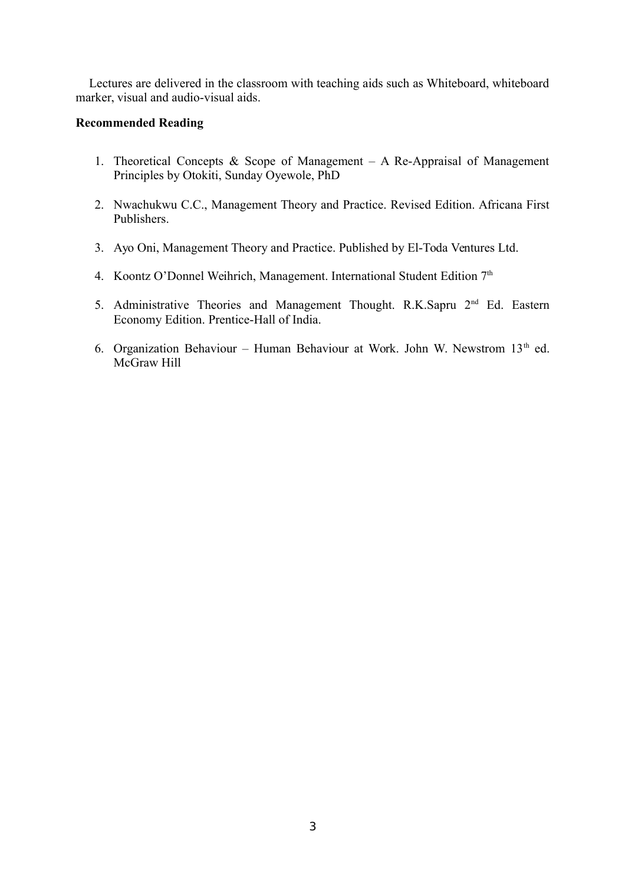Lectures are delivered in the classroom with teaching aids such as Whiteboard, whiteboard marker, visual and audio-visual aids.

**Recommended Reading**

1. Theoretical Concepts & Scope of Management – A Re-Appraisal of Management Principles by Otokiti, Sunday Oyewole, PhD

2. Nwachukwu C.C., Management Theory and Practice. Revised Edition. Africana First Publishers.

3. Ayo Oni, Management Theory and Practice. Published by El-Toda Ventures Ltd.

4. Koontz O'Donnel Weihrich, Management. International Student Edition 7th

5. Administrative Theories and Management Thought. R.K.Sapru 2nd Ed. Eastern Economy Edition. Prentice-Hall of India.

6. Organization Behaviour – Human Behaviour at Work. John W. Newstrom 13th ed. McGraw Hill